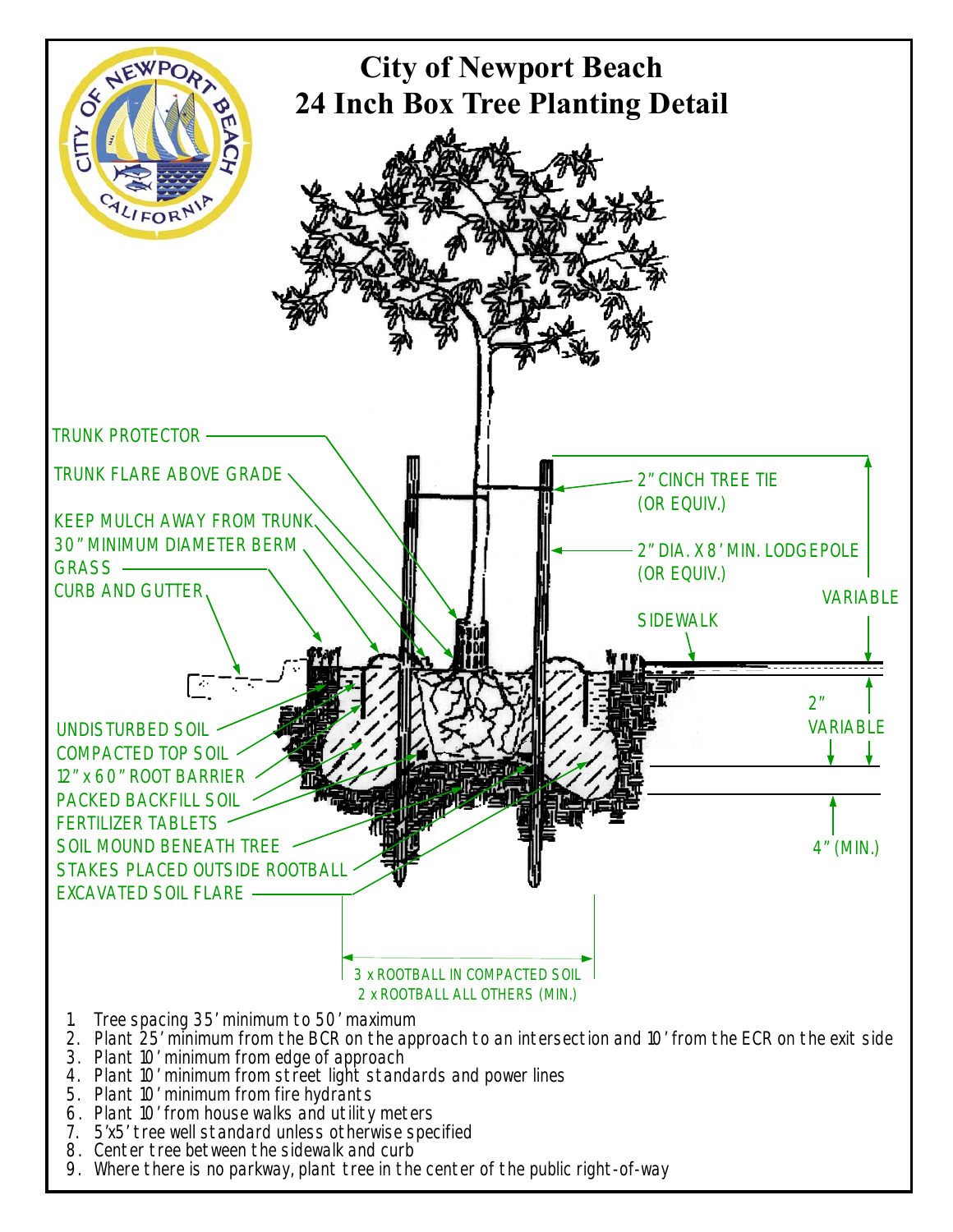# City of Newport Beach
## 24 Inch Box Tree Planting Detail

TRUNK PROTECTOR

TRUNK FLARE ABOVE GRADE

KEEP MULCH AWAY FROM TRUNK

30" MINIMUM DIAMETER BERM

GRASS

CURB AND GUTTER

2" CINCH TREE TIE (OR EQUIV.)

2" DIA. X 8' MIN. LODGEPOLE (OR EQUIV.)

VARIABLE

SIDEWALK

2" VARIABLE

UNDISTURBED SOIL

COMPACTED TOP SOIL

12" x 60" ROOT BARRIER

PACKED BACKFILL SOIL

FERTILIZER TABLETS

SOIL MOUND BENEATH TREE

STAKES PLACED OUTSIDE ROOTBALL

EXCAVATED SOIL FLARE

4" (MIN.)

3 x ROOTBALL IN COMPACTED SOIL
2 x ROOTBALL ALL OTHERS (MIN.)

1. Tree spacing 35' minimum to 50' maximum
2. Plant 25' minimum from the BCR on the approach to an intersection and 10' from the ECR on the exit side
3. Plant 10' minimum from edge of approach
4. Plant 10' minimum from street light standards and power lines
5. Plant 10' minimum from fire hydrants
6. Plant 10' from house walks and utility meters
7. 5'x5' tree well standard unless otherwise specified
8. Center tree between the sidewalk and curb
9. Where there is no parkway, plant tree in the center of the public right-of-way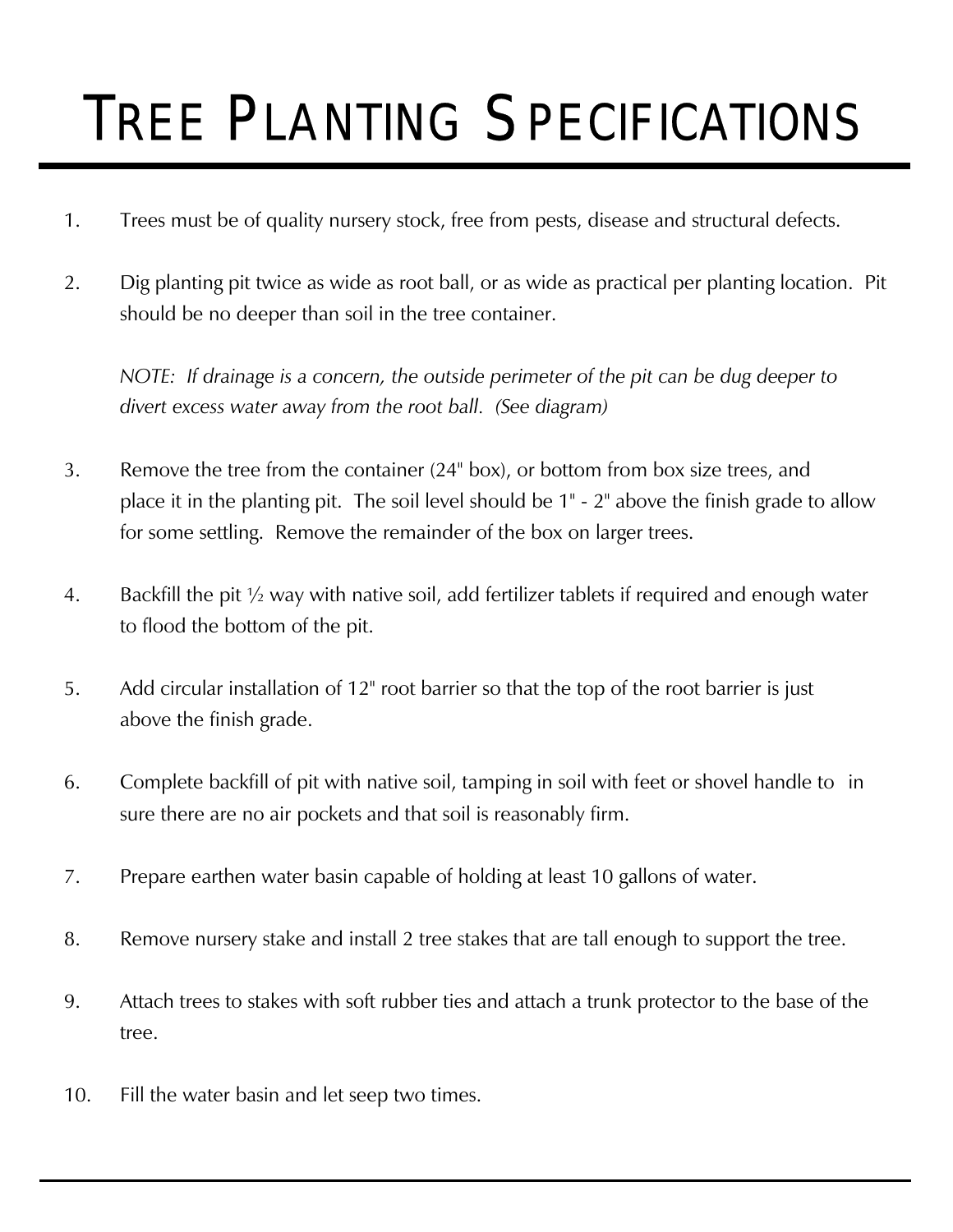# Tree Planting Specifications

1. Trees must be of quality nursery stock, free from pests, disease and structural defects.

2. Dig planting pit twice as wide as root ball, or as wide as practical per planting location. Pit should be no deeper than soil in the tree container.

   *NOTE: If drainage is a concern, the outside perimeter of the pit can be dug deeper to divert excess water away from the root ball. (See diagram)*

3. Remove the tree from the container (24" box), or bottom from box size trees, and place it in the planting pit. The soil level should be 1" - 2" above the finish grade to allow for some settling. Remove the remainder of the box on larger trees.

4. Backfill the pit ½ way with native soil, add fertilizer tablets if required and enough water to flood the bottom of the pit.

5. Add circular installation of 12" root barrier so that the top of the root barrier is just above the finish grade.

6. Complete backfill of pit with native soil, tamping in soil with feet or shovel handle to in sure there are no air pockets and that soil is reasonably firm.

7. Prepare earthen water basin capable of holding at least 10 gallons of water.

8. Remove nursery stake and install 2 tree stakes that are tall enough to support the tree.

9. Attach trees to stakes with soft rubber ties and attach a trunk protector to the base of the tree.

10. Fill the water basin and let seep two times.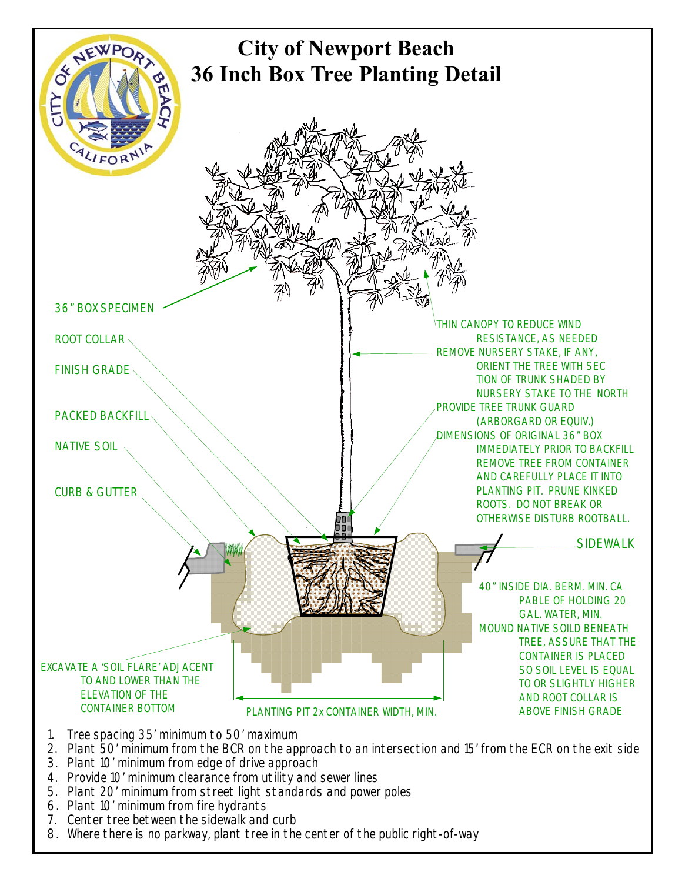# City of Newport Beach
# 36 Inch Box Tree Planting Detail

36" BOX SPECIMEN

ROOT COLLAR

FINISH GRADE

PACKED BACKFILL

NATIVE SOIL

CURB & GUTTER

THIN CANOPY TO REDUCE WIND RESISTANCE, AS NEEDED

REMOVE NURSERY STAKE, IF ANY, ORIENT THE TREE WITH SECTION OF TRUNK SHADED BY NURSERY STAKE TO THE NORTH

PROVIDE TREE TRUNK GUARD (ARBORGARD OR EQUIV.)

DIMENSIONS OF ORIGINAL 36" BOX IMMEDIATELY PRIOR TO BACKFILL REMOVE TREE FROM CONTAINER AND CAREFULLY PLACE IT INTO PLANTING PIT. PRUNE KINKED ROOTS. DO NOT BREAK OR OTHERWISE DISTURB ROOTBALL.

SIDEWALK

40" INSIDE DIA. BERM. MIN. CAPABLE OF HOLDING 20 GAL. WATER, MIN.

MOUND NATIVE SOILD BENEATH TREE, ASSURE THAT THE CONTAINER IS PLACED SO SOIL LEVEL IS EQUAL TO OR SLIGHTLY HIGHER AND ROOT COLLAR IS ABOVE FINISH GRADE

EXCAVATE A 'SOIL FLARE' ADJACENT TO AND LOWER THAN THE ELEVATION OF THE CONTAINER BOTTOM

PLANTING PIT 2x CONTAINER WIDTH, MIN.

1. Tree spacing 35' minimum to 50' maximum
2. Plant 50' minimum from the BCR on the approach to an intersection and 15' from the ECR on the exit side
3. Plant 10' minimum from edge of drive approach
4. Provide 10' minimum clearance from utility and sewer lines
5. Plant 20' minimum from street light standards and power poles
6. Plant 10' minimum from fire hydrants
7. Center tree between the sidewalk and curb
8. Where there is no parkway, plant tree in the center of the public right-of-way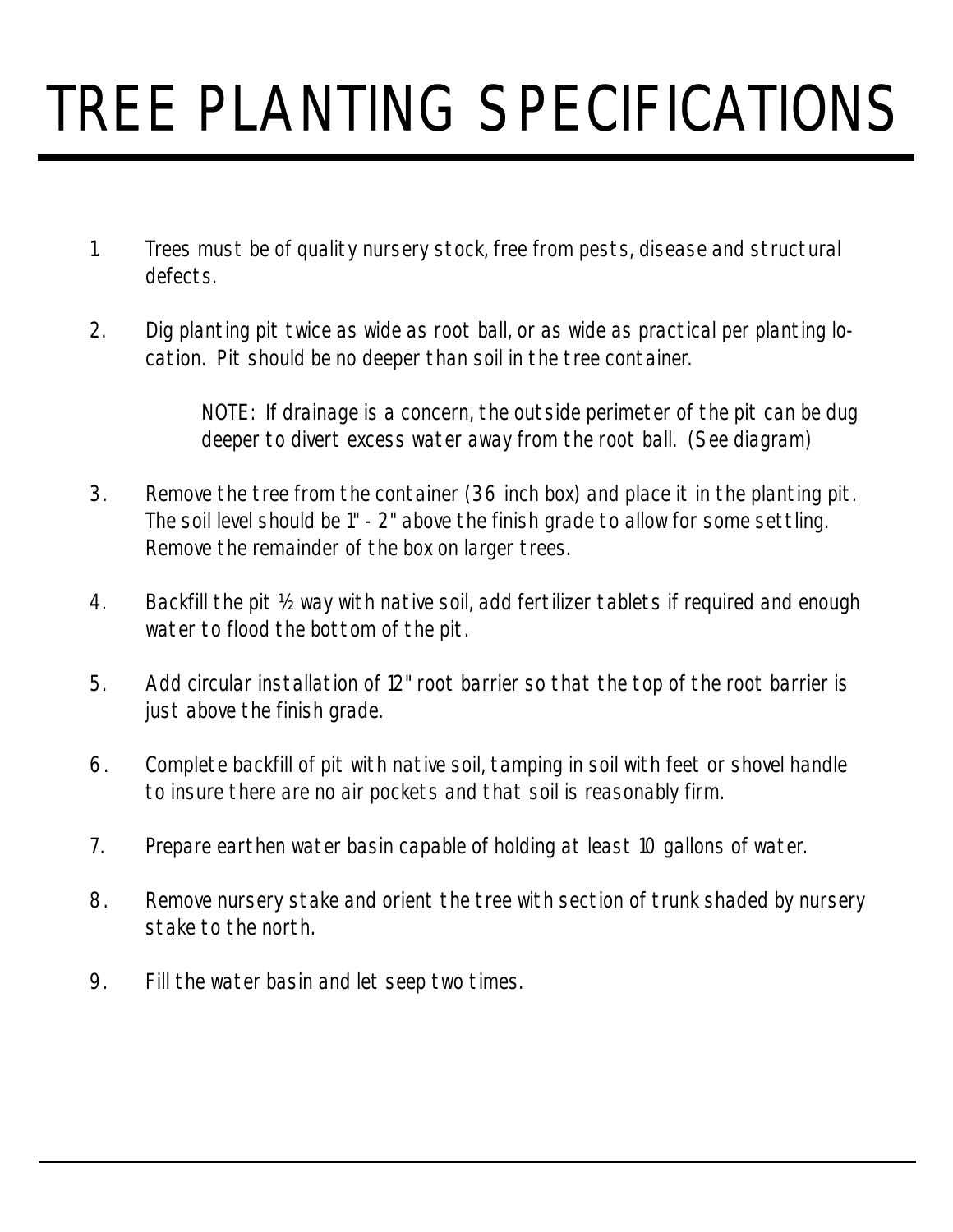# TREE PLANTING SPECIFICATIONS

1. Trees must be of quality nursery stock, free from pests, disease and structural defects.

2. Dig planting pit twice as wide as root ball, or as wide as practical per planting location. Pit should be no deeper than soil in the tree container.

   NOTE: If drainage is a concern, the outside perimeter of the pit can be dug deeper to divert excess water away from the root ball. (See diagram)

3. Remove the tree from the container (36 inch box) and place it in the planting pit. The soil level should be 1" - 2" above the finish grade to allow for some settling. Remove the remainder of the box on larger trees.

4. Backfill the pit ½ way with native soil, add fertilizer tablets if required and enough water to flood the bottom of the pit.

5. Add circular installation of 12" root barrier so that the top of the root barrier is just above the finish grade.

6. Complete backfill of pit with native soil, tamping in soil with feet or shovel handle to insure there are no air pockets and that soil is reasonably firm.

7. Prepare earthen water basin capable of holding at least 10 gallons of water.

8. Remove nursery stake and orient the tree with section of trunk shaded by nursery stake to the north.

9. Fill the water basin and let seep two times.